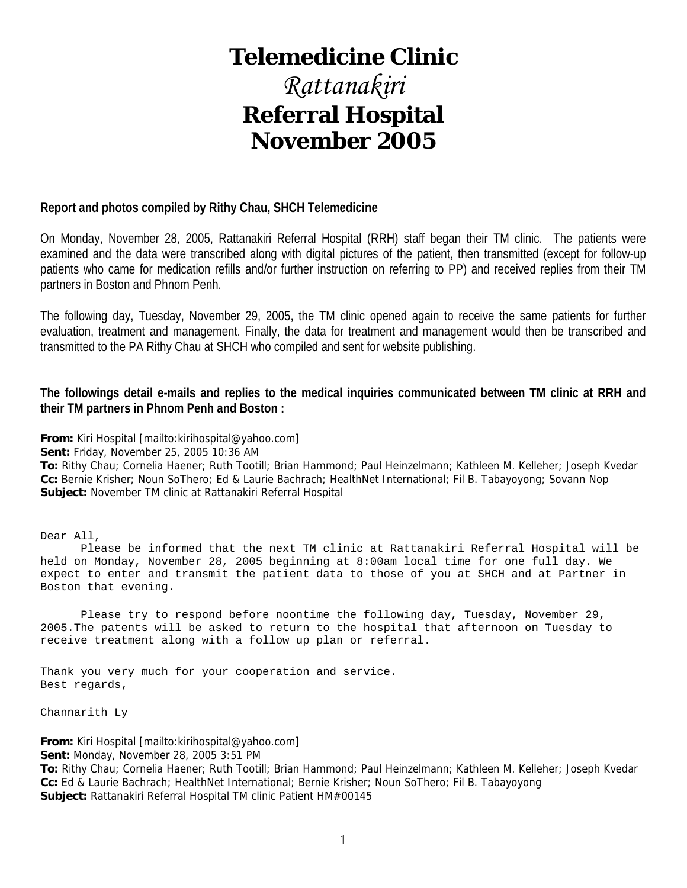# Telemedicine Clinic

## *Rattanakiri*

## Referral Hospital

## November 2005

**Report and photos compiled by Rithy Chau, SHCH Telemedicine**

On Monday, November 28, 2005, Rattanakiri Referral Hospital (RRH) staff began their TM clinic. The patients were examined and the data were transcribed along with digital pictures of the patient, then transmitted (except for follow-up patients who came for medication refills and/or further instruction on referring to PP) and received replies from their TM partners in Boston and Phnom Penh.

The following day, Tuesday, November 29, 2005, the TM clinic opened again to receive the same patients for further evaluation, treatment and management. Finally, the data for treatment and management would then be transcribed and transmitted to the PA Rithy Chau at SHCH who compiled and sent for website publishing.

**The followings detail e-mails and replies to the medical inquiries communicated between TM clinic at RRH and their TM partners in Phnom Penh and Boston :**

**From:** Kiri Hospital [mailto:kirihospital@yahoo.com]
**Sent:** Friday, November 25, 2005 10:36 AM
**To:** Rithy Chau; Cornelia Haener; Ruth Tootill; Brian Hammond; Paul Heinzelmann; Kathleen M. Kelleher; Joseph Kvedar
**Cc:** Bernie Krisher; Noun SoThero; Ed & Laurie Bachrach; HealthNet International; Fil B. Tabayoyong; Sovann Nop
**Subject:** November TM clinic at Rattanakiri Referral Hospital

```
Dear All,
      Please be informed that the next TM clinic at Rattanakiri Referral Hospital will be
held on Monday, November 28, 2005 beginning at 8:00am local time for one full day. We
expect to enter and transmit the patient data to those of you at SHCH and at Partner in
Boston that evening.

      Please try to respond before noontime the following day, Tuesday, November 29,
2005.The patents will be asked to return to the hospital that afternoon on Tuesday to
receive treatment along with a follow up plan or referral.

Thank you very much for your cooperation and service.
Best regards,

Channarith Ly
```

**From:** Kiri Hospital [mailto:kirihospital@yahoo.com]
**Sent:** Monday, November 28, 2005 3:51 PM
**To:** Rithy Chau; Cornelia Haener; Ruth Tootill; Brian Hammond; Paul Heinzelmann; Kathleen M. Kelleher; Joseph Kvedar
**Cc:** Ed & Laurie Bachrach; HealthNet International; Bernie Krisher; Noun SoThero; Fil B. Tabayoyong
**Subject:** Rattanakiri Referral Hospital TM clinic Patient HM#00145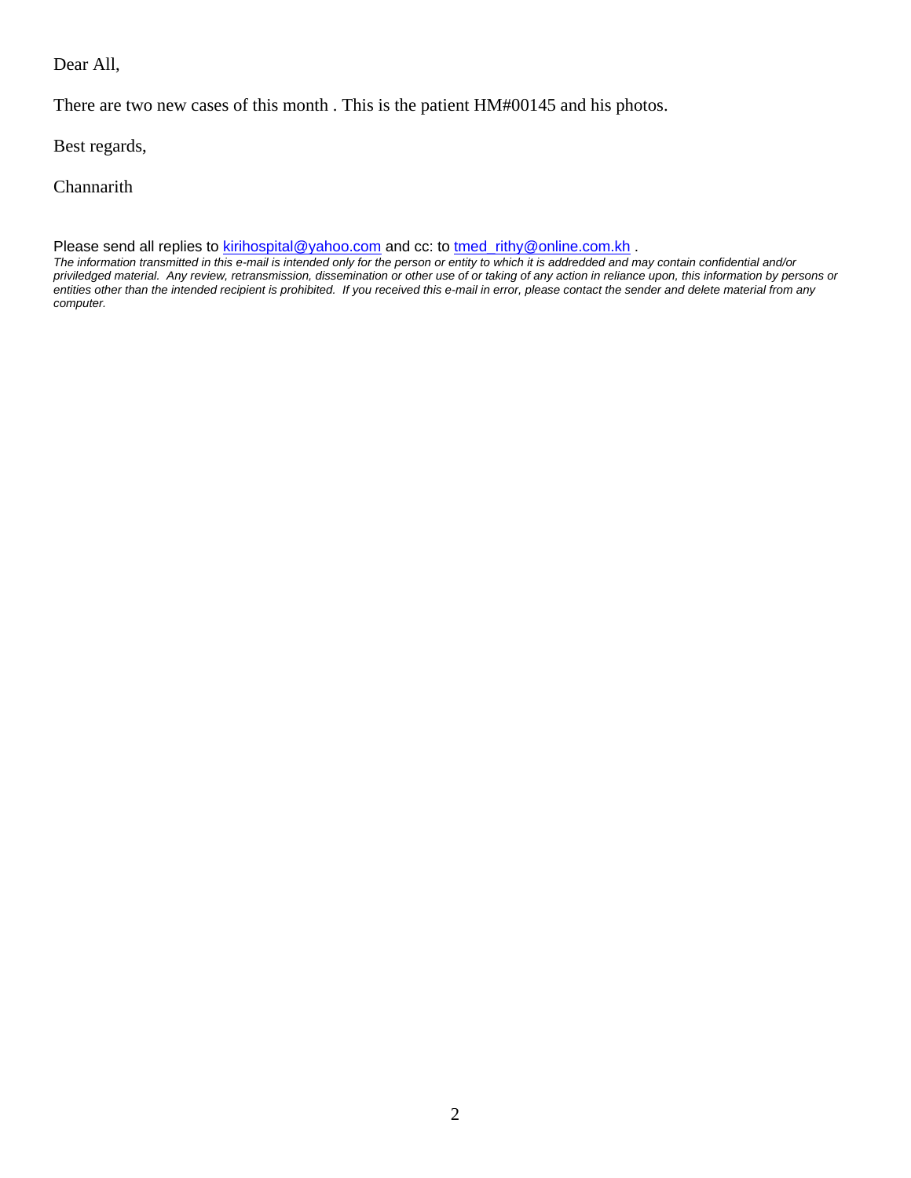Dear All,

There are two new cases of this month . This is the patient HM#00145 and his photos.

Best regards,

Channarith

Please send all replies to kirihospital@yahoo.com and cc: to tmed_rithy@online.com.kh .

*The information transmitted in this e-mail is intended only for the person or entity to which it is addredded and may contain confidential and/or priviledged material. Any review, retransmission, dissemination or other use of or taking of any action in reliance upon, this information by persons or entities other than the intended recipient is prohibited. If you received this e-mail in error, please contact the sender and delete material from any computer.*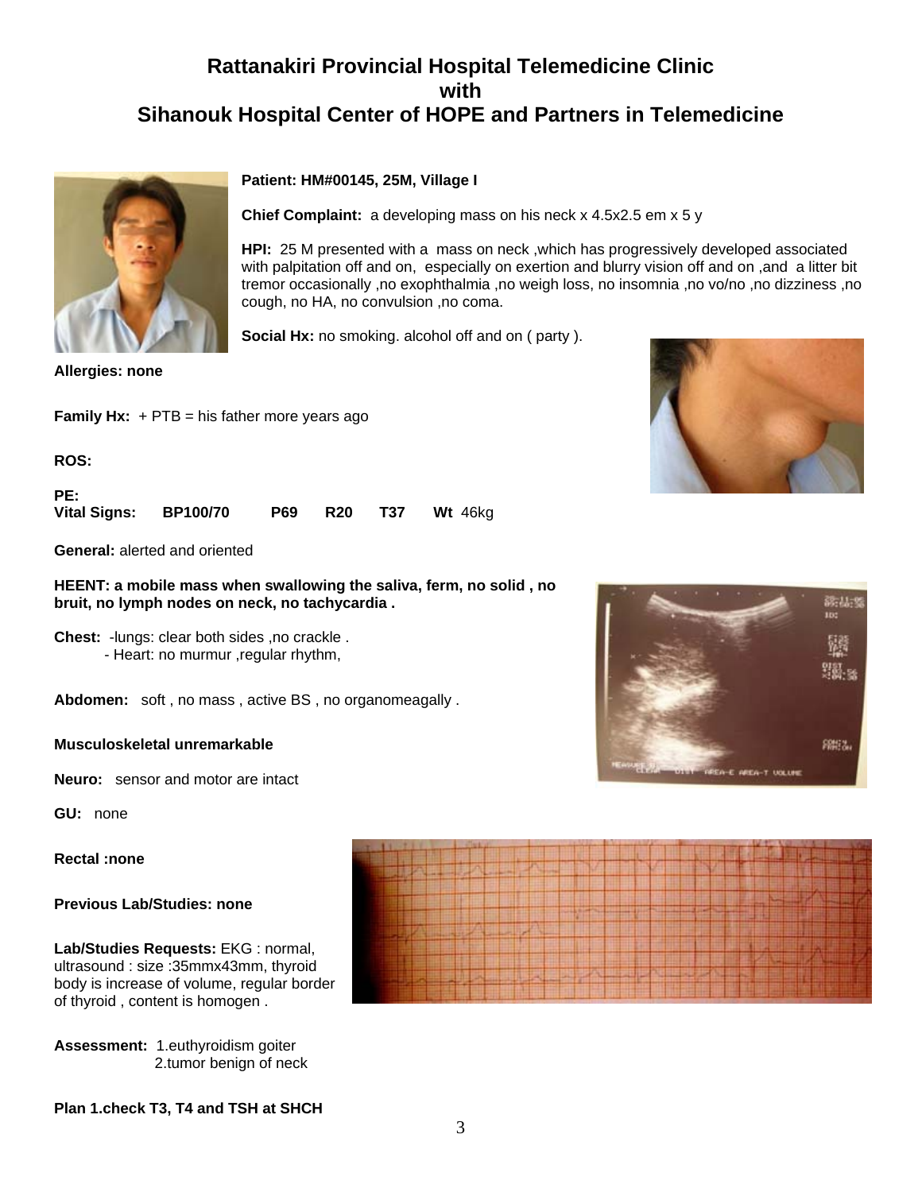# Rattanakiri Provincial Hospital Telemedicine Clinic with Sihanouk Hospital Center of HOPE and Partners in Telemedicine

**Patient: HM#00145, 25M, Village I**

**Chief Complaint:** a developing mass on his neck x 4.5x2.5 em x 5 y

**HPI:** 25 M presented with a mass on neck ,which has progressively developed associated with palpitation off and on, especially on exertion and blurry vision off and on ,and a litter bit tremor occasionally ,no exophthalmia ,no weigh loss, no insomnia ,no vo/no ,no dizziness ,no cough, no HA, no convulsion ,no coma.

**Social Hx:** no smoking. alcohol off and on ( party ).

**Allergies: none**

**Family Hx:** + PTB = his father more years ago

**ROS:**

**PE:**

**Vital Signs:** **BP**100/70 **P**69 **R**20 **T**37 **Wt** 46kg

**General:** alerted and oriented

**HEENT: a mobile mass when swallowing the saliva, ferm, no solid , no bruit, no lymph nodes on neck, no tachycardia .**

**Chest:** -lungs: clear both sides ,no crackle .
- Heart: no murmur ,regular rhythm,

**Abdomen:** soft , no mass , active BS , no organomeagally .

**Musculoskeletal unremarkable**

**Neuro:** sensor and motor are intact

**GU:** none

**Rectal :none**

**Previous Lab/Studies: none**

**Lab/Studies Requests:** EKG : normal, ultrasound : size :35mmx43mm, thyroid body is increase of volume, regular border of thyroid , content is homogen .

**Assessment:** 1.euthyroidism goiter
2.tumor benign of neck

**Plan 1.check T3, T4 and TSH at SHCH**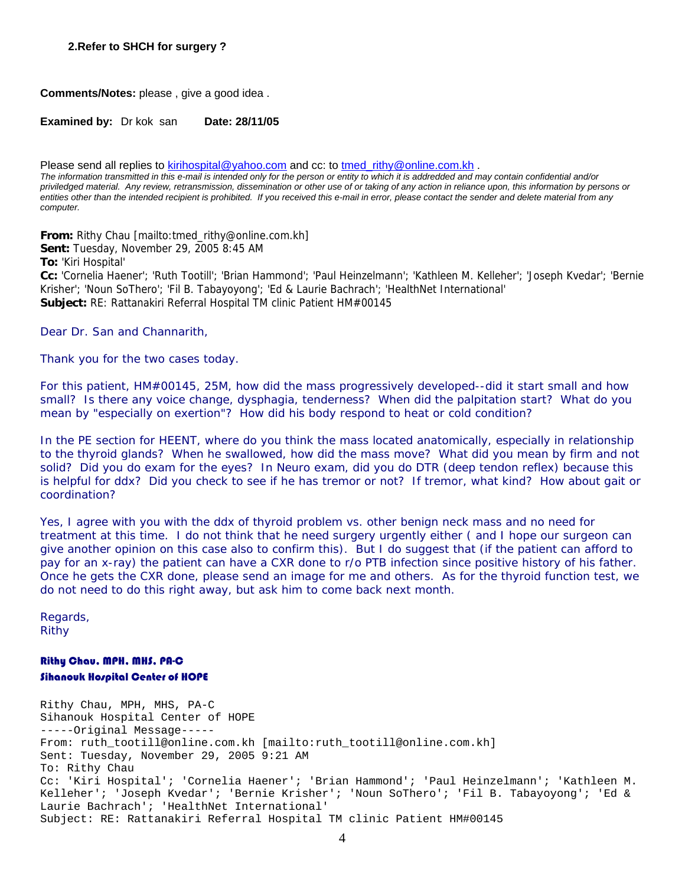**2.Refer to SHCH for surgery ?**

**Comments/Notes:** please , give a good idea .

**Examined by:** Dr kok san **Date: 28/11/05**

Please send all replies to kirihospital@yahoo.com and cc: to tmed_rithy@online.com.kh .

*The information transmitted in this e-mail is intended only for the person or entity to which it is addredded and may contain confidential and/or priviledged material. Any review, retransmission, dissemination or other use of or taking of any action in reliance upon, this information by persons or entities other than the intended recipient is prohibited. If you received this e-mail in error, please contact the sender and delete material from any computer.*

**From:** Rithy Chau [mailto:tmed_rithy@online.com.kh]
**Sent:** Tuesday, November 29, 2005 8:45 AM
**To:** 'Kiri Hospital'
**Cc:** 'Cornelia Haener'; 'Ruth Tootill'; 'Brian Hammond'; 'Paul Heinzelmann'; 'Kathleen M. Kelleher'; 'Joseph Kvedar'; 'Bernie Krisher'; 'Noun SoThero'; 'Fil B. Tabayoyong'; 'Ed & Laurie Bachrach'; 'HealthNet International'
**Subject:** RE: Rattanakiri Referral Hospital TM clinic Patient HM#00145

Dear Dr. San and Channarith,

Thank you for the two cases today.

For this patient, HM#00145, 25M, how did the mass progressively developed--did it start small and how small? Is there any voice change, dysphagia, tenderness? When did the palpitation start? What do you mean by "especially on exertion"? How did his body respond to heat or cold condition?

In the PE section for HEENT, where do you think the mass located anatomically, especially in relationship to the thyroid glands? When he swallowed, how did the mass move? What did you mean by firm and not solid? Did you do exam for the eyes? In Neuro exam, did you do DTR (deep tendon reflex) because this is helpful for ddx? Did you check to see if he has tremor or not? If tremor, what kind? How about gait or coordination?

Yes, I agree with you with the ddx of thyroid problem vs. other benign neck mass and no need for treatment at this time. I do not think that he need surgery urgently either ( and I hope our surgeon can give another opinion on this case also to confirm this). But I do suggest that (if the patient can afford to pay for an x-ray) the patient can have a CXR done to r/o PTB infection since positive history of his father. Once he gets the CXR done, please send an image for me and others. As for the thyroid function test, we do not need to do this right away, but ask him to come back next month.

Regards,
Rithy

**Rithy Chau, MPH, MHS, PA-C**
**Sihanouk Hospital Center of HOPE**

```
Rithy Chau, MPH, MHS, PA-C
Sihanouk Hospital Center of HOPE
-----Original Message-----
From: ruth_tootill@online.com.kh [mailto:ruth_tootill@online.com.kh]
Sent: Tuesday, November 29, 2005 9:21 AM
To: Rithy Chau
Cc: 'Kiri Hospital'; 'Cornelia Haener'; 'Brian Hammond'; 'Paul Heinzelmann'; 'Kathleen M.
Kelleher'; 'Joseph Kvedar'; 'Bernie Krisher'; 'Noun SoThero'; 'Fil B. Tabayoyong'; 'Ed &
Laurie Bachrach'; 'HealthNet International'
Subject: RE: Rattanakiri Referral Hospital TM clinic Patient HM#00145
```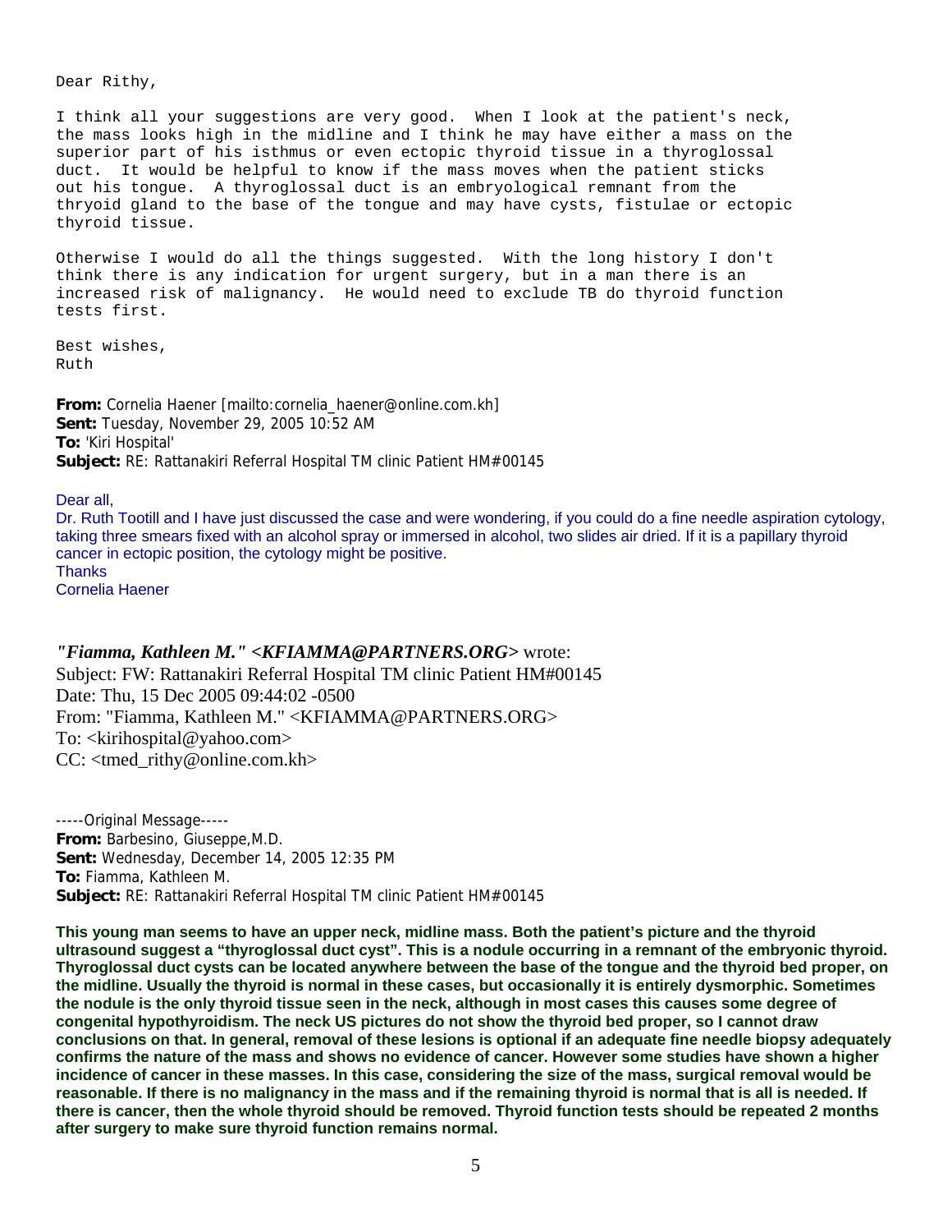Dear Rithy,

I think all your suggestions are very good. When I look at the patient's neck, the mass looks high in the midline and I think he may have either a mass on the superior part of his isthmus or even ectopic thyroid tissue in a thyroglossal duct. It would be helpful to know if the mass moves when the patient sticks out his tongue. A thyroglossal duct is an embryological remnant from the thryoid gland to the base of the tongue and may have cysts, fistulae or ectopic thyroid tissue.

Otherwise I would do all the things suggested. With the long history I don't think there is any indication for urgent surgery, but in a man there is an increased risk of malignancy. He would need to exclude TB do thyroid function tests first.

Best wishes,
Ruth

**From:** Cornelia Haener [mailto:cornelia_haener@online.com.kh]
**Sent:** Tuesday, November 29, 2005 10:52 AM
**To:** 'Kiri Hospital'
**Subject:** RE: Rattanakiri Referral Hospital TM clinic Patient HM#00145

Dear all,
Dr. Ruth Tootill and I have just discussed the case and were wondering, if you could do a fine needle aspiration cytology, taking three smears fixed with an alcohol spray or immersed in alcohol, two slides air dried. If it is a papillary thyroid cancer in ectopic position, the cytology might be positive.
Thanks
Cornelia Haener

***"Fiamma, Kathleen M." <KFIAMMA@PARTNERS.ORG>*** wrote:
Subject: FW: Rattanakiri Referral Hospital TM clinic Patient HM#00145
Date: Thu, 15 Dec 2005 09:44:02 -0500
From: "Fiamma, Kathleen M." <KFIAMMA@PARTNERS.ORG>
To: <kirihospital@yahoo.com>
CC: <tmed_rithy@online.com.kh>

-----Original Message-----
**From:** Barbesino, Giuseppe,M.D.
**Sent:** Wednesday, December 14, 2005 12:35 PM
**To:** Fiamma, Kathleen M.
**Subject:** RE: Rattanakiri Referral Hospital TM clinic Patient HM#00145

**This young man seems to have an upper neck, midline mass. Both the patient's picture and the thyroid ultrasound suggest a "thyroglossal duct cyst". This is a nodule occurring in a remnant of the embryonic thyroid. Thyroglossal duct cysts can be located anywhere between the base of the tongue and the thyroid bed proper, on the midline. Usually the thyroid is normal in these cases, but occasionally it is entirely dysmorphic. Sometimes the nodule is the only thyroid tissue seen in the neck, although in most cases this causes some degree of congenital hypothyroidism. The neck US pictures do not show the thyroid bed proper, so I cannot draw conclusions on that. In general, removal of these lesions is optional if an adequate fine needle biopsy adequately confirms the nature of the mass and shows no evidence of cancer. However some studies have shown a higher incidence of cancer in these masses. In this case, considering the size of the mass, surgical removal would be reasonable. If there is no malignancy in the mass and if the remaining thyroid is normal that is all is needed. If there is cancer, then the whole thyroid should be removed. Thyroid function tests should be repeated 2 months after surgery to make sure thyroid function remains normal.**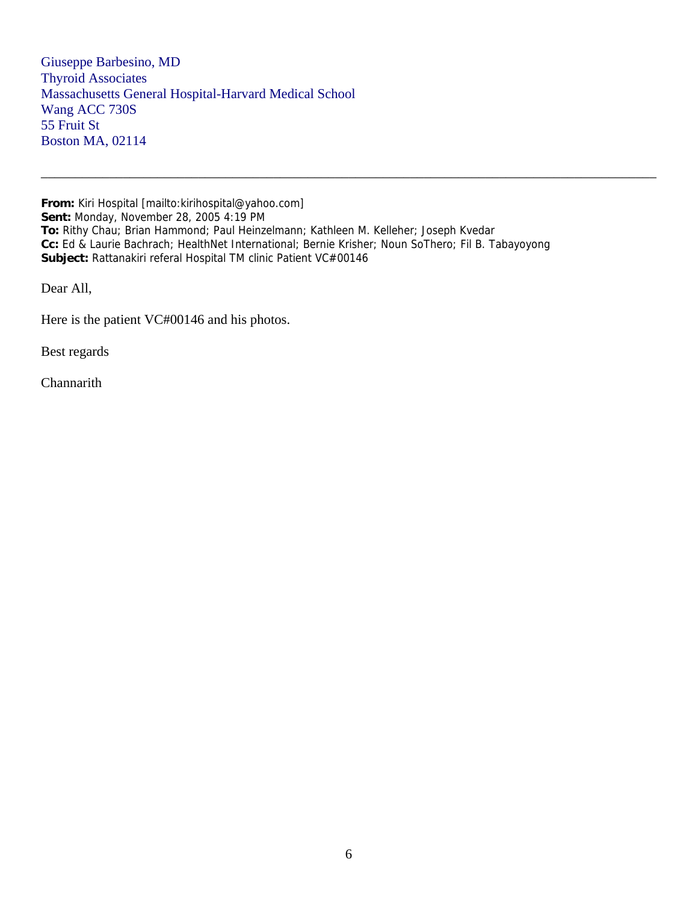Giuseppe Barbesino, MD
Thyroid Associates
Massachusetts General Hospital-Harvard Medical School
Wang ACC 730S
55 Fruit St
Boston MA, 02114

---

**From:** Kiri Hospital [mailto:kirihospital@yahoo.com]
**Sent:** Monday, November 28, 2005 4:19 PM
**To:** Rithy Chau; Brian Hammond; Paul Heinzelmann; Kathleen M. Kelleher; Joseph Kvedar
**Cc:** Ed & Laurie Bachrach; HealthNet International; Bernie Krisher; Noun SoThero; Fil B. Tabayoyong
**Subject:** Rattanakiri referal Hospital TM clinic Patient VC#00146

Dear All,

Here is the patient VC#00146 and his photos.

Best regards

Channarith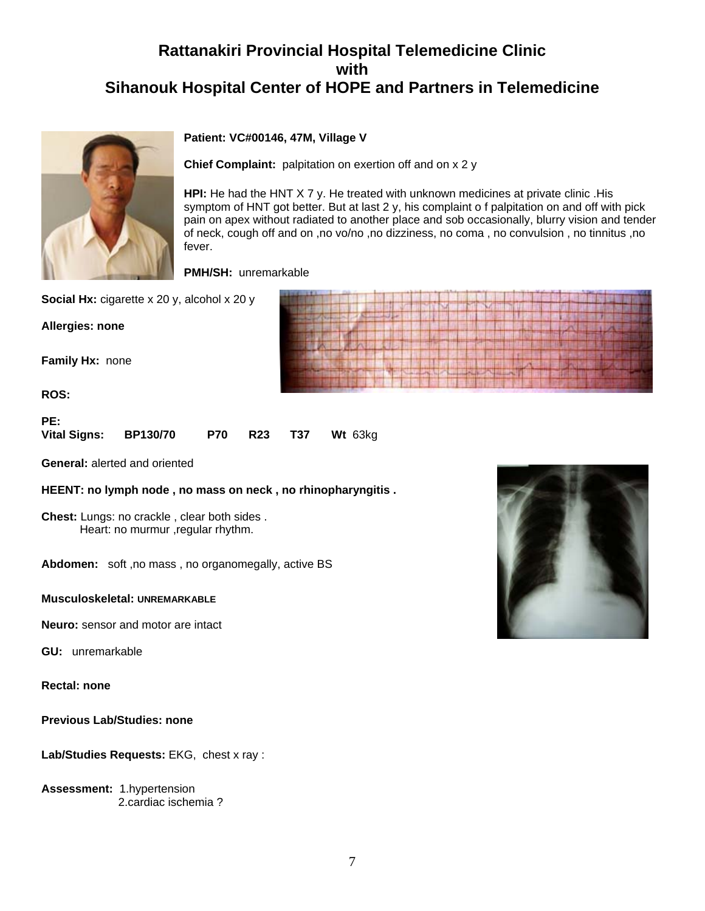# Rattanakiri Provincial Hospital Telemedicine Clinic
# with
# Sihanouk Hospital Center of HOPE and Partners in Telemedicine

**Patient: VC#00146, 47M, Village V**

**Chief Complaint:** palpitation on exertion off and on x 2 y

**HPI:** He had the HNT X 7 y. He treated with unknown medicines at private clinic .His symptom of HNT got better. But at last 2 y, his complaint o f palpitation on and off with pick pain on apex without radiated to another place and sob occasionally, blurry vision and tender of neck, cough off and on ,no vo/no ,no dizziness, no coma , no convulsion , no tinnitus ,no fever.

**PMH/SH:** unremarkable

**Social Hx:** cigarette x 20 y, alcohol x 20 y

**Allergies: none**

**Family Hx:** none

**ROS:**

**PE:**

**Vital Signs:** **BP**130/70 **P**70 **R**23 **T**37 **Wt** 63kg

**General:** alerted and oriented

**HEENT: no lymph node , no mass on neck , no rhinopharyngitis .**

**Chest:** Lungs: no crackle , clear both sides .
Heart: no murmur ,regular rhythm.

**Abdomen:** soft ,no mass , no organomegally, active BS

**Musculoskeletal:** UNREMARKABLE

**Neuro:** sensor and motor are intact

**GU:** unremarkable

**Rectal: none**

**Previous Lab/Studies: none**

**Lab/Studies Requests:** EKG, chest x ray :

**Assessment:** 1.hypertension
2.cardiac ischemia ?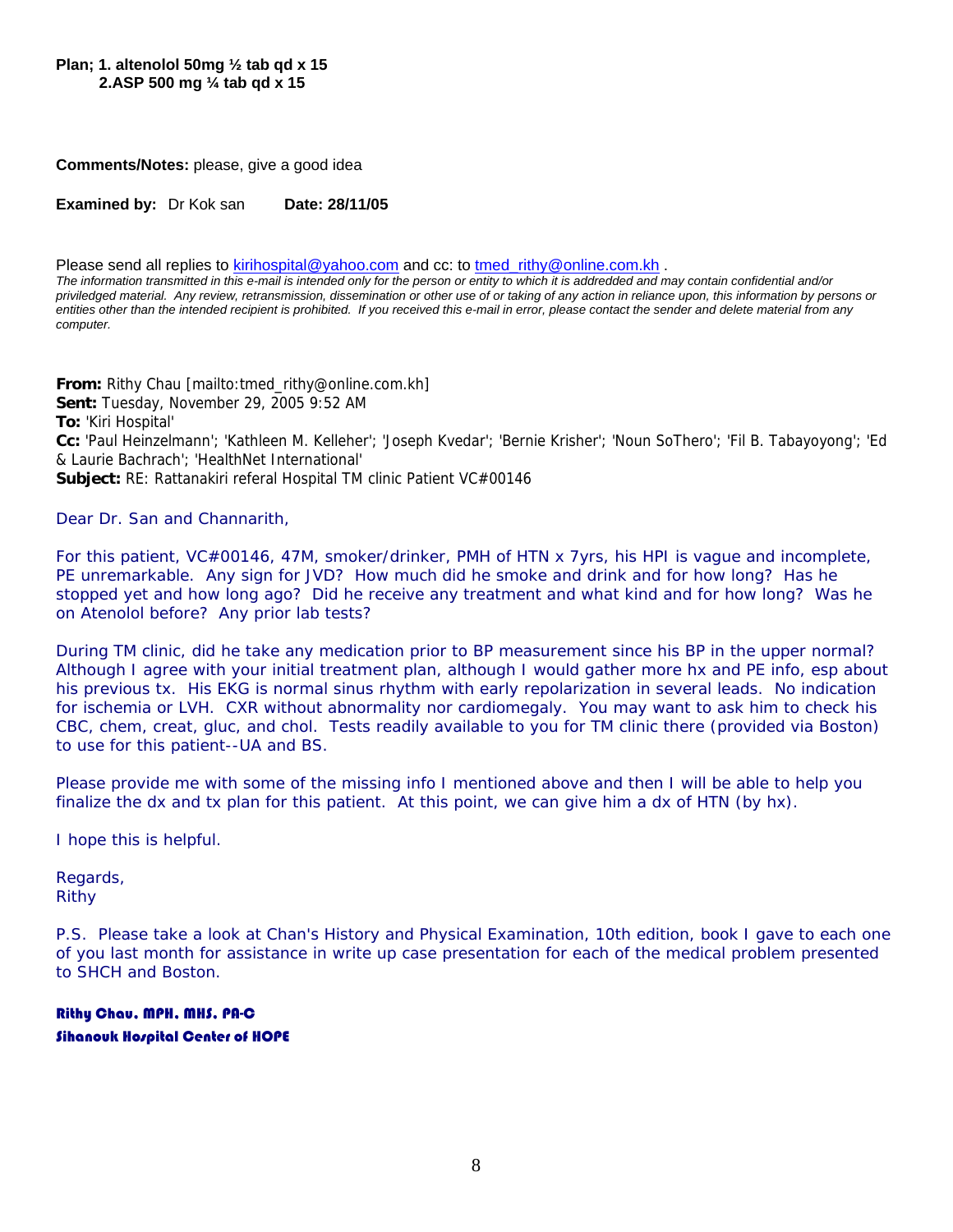**Plan; 1. altenolol 50mg ½ tab qd x 15**
**2.ASP 500 mg ¼ tab qd x 15**

**Comments/Notes:** please, give a good idea

**Examined by:** Dr Kok san **Date: 28/11/05**

Please send all replies to kirihospital@yahoo.com and cc: to tmed_rithy@online.com.kh .

*The information transmitted in this e-mail is intended only for the person or entity to which it is addredded and may contain confidential and/or priviledged material. Any review, retransmission, dissemination or other use of or taking of any action in reliance upon, this information by persons or entities other than the intended recipient is prohibited. If you received this e-mail in error, please contact the sender and delete material from any computer.*

**From:** Rithy Chau [mailto:tmed_rithy@online.com.kh]
**Sent:** Tuesday, November 29, 2005 9:52 AM
**To:** 'Kiri Hospital'
**Cc:** 'Paul Heinzelmann'; 'Kathleen M. Kelleher'; 'Joseph Kvedar'; 'Bernie Krisher'; 'Noun SoThero'; 'Fil B. Tabayoyong'; 'Ed & Laurie Bachrach'; 'HealthNet International'
**Subject:** RE: Rattanakiri referal Hospital TM clinic Patient VC#00146

Dear Dr. San and Channarith,

For this patient, VC#00146, 47M, smoker/drinker, PMH of HTN x 7yrs, his HPI is vague and incomplete, PE unremarkable. Any sign for JVD? How much did he smoke and drink and for how long? Has he stopped yet and how long ago? Did he receive any treatment and what kind and for how long? Was he on Atenolol before? Any prior lab tests?

During TM clinic, did he take any medication prior to BP measurement since his BP in the upper normal? Although I agree with your initial treatment plan, although I would gather more hx and PE info, esp about his previous tx. His EKG is normal sinus rhythm with early repolarization in several leads. No indication for ischemia or LVH. CXR without abnormality nor cardiomegaly. You may want to ask him to check his CBC, chem, creat, gluc, and chol. Tests readily available to you for TM clinic there (provided via Boston) to use for this patient--UA and BS.

Please provide me with some of the missing info I mentioned above and then I will be able to help you finalize the dx and tx plan for this patient. At this point, we can give him a dx of HTN (by hx).

I hope this is helpful.

Regards,
Rithy

P.S. Please take a look at Chan's History and Physical Examination, 10th edition, book I gave to each one of you last month for assistance in write up case presentation for each of the medical problem presented to SHCH and Boston.

**Rithy Chau, MPH, MHS, PA-C**
**Sihanouk Hospital Center of HOPE**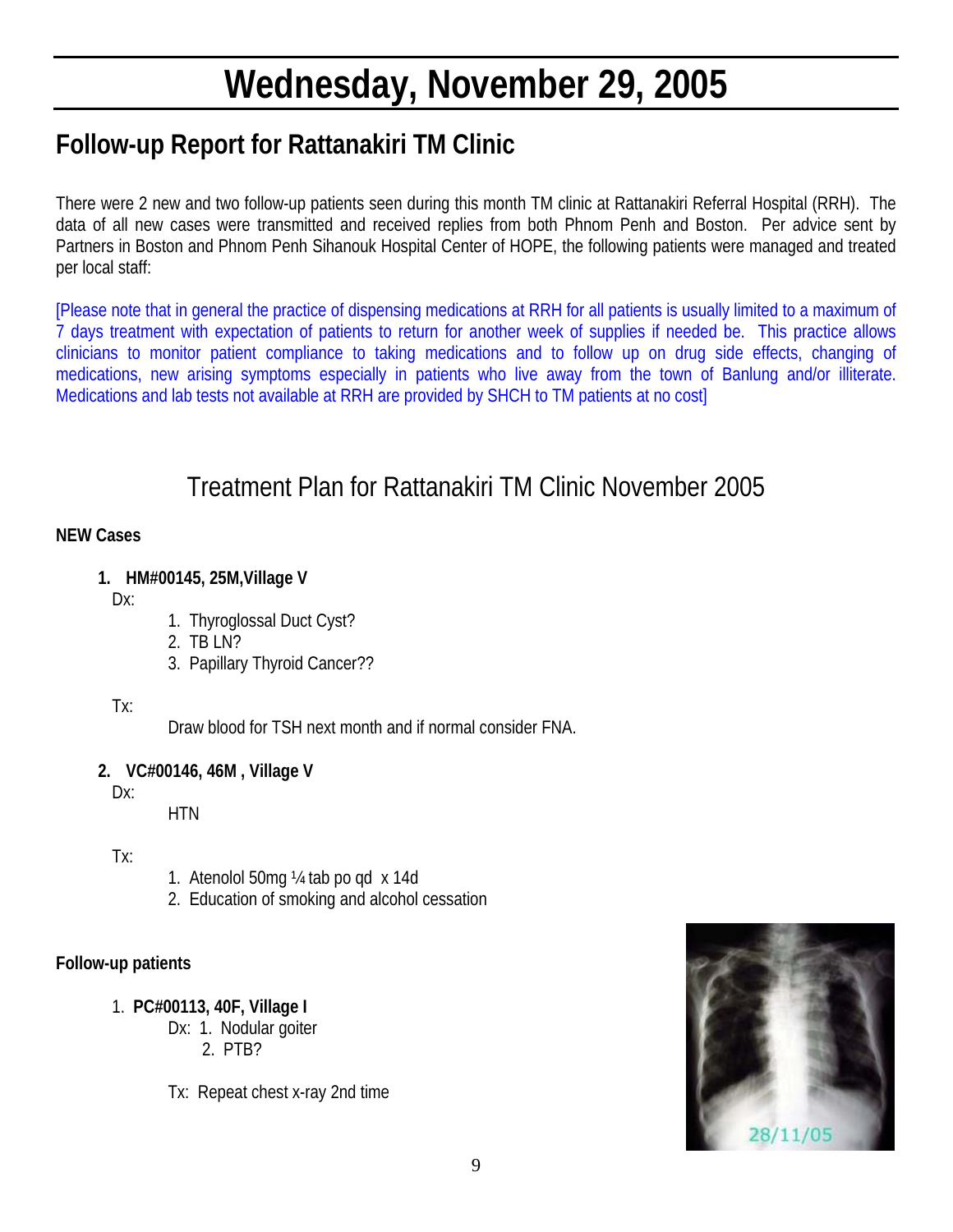# Wednesday, November 29, 2005

## Follow-up Report for Rattanakiri TM Clinic

There were 2 new and two follow-up patients seen during this month TM clinic at Rattanakiri Referral Hospital (RRH). The data of all new cases were transmitted and received replies from both Phnom Penh and Boston. Per advice sent by Partners in Boston and Phnom Penh Sihanouk Hospital Center of HOPE, the following patients were managed and treated per local staff:

[Please note that in general the practice of dispensing medications at RRH for all patients is usually limited to a maximum of 7 days treatment with expectation of patients to return for another week of supplies if needed be. This practice allows clinicians to monitor patient compliance to taking medications and to follow up on drug side effects, changing of medications, new arising symptoms especially in patients who live away from the town of Banlung and/or illiterate. Medications and lab tests not available at RRH are provided by SHCH to TM patients at no cost]

## Treatment Plan for Rattanakiri TM Clinic November 2005

**NEW Cases**

1. **HM#00145, 25M,Village V**

   Dx:

   1. Thyroglossal Duct Cyst?
   2. TB LN?
   3. Papillary Thyroid Cancer??

   Tx:

   Draw blood for TSH next month and if normal consider FNA.

2. **VC#00146, 46M , Village V**

   Dx:

   HTN

   Tx:

   1. Atenolol 50mg ¼ tab po qd x 14d
   2. Education of smoking and alcohol cessation

**Follow-up patients**

1. **PC#00113, 40F, Village I**

   Dx: 1. Nodular goiter
   2. PTB?

   Tx: Repeat chest x-ray 2nd time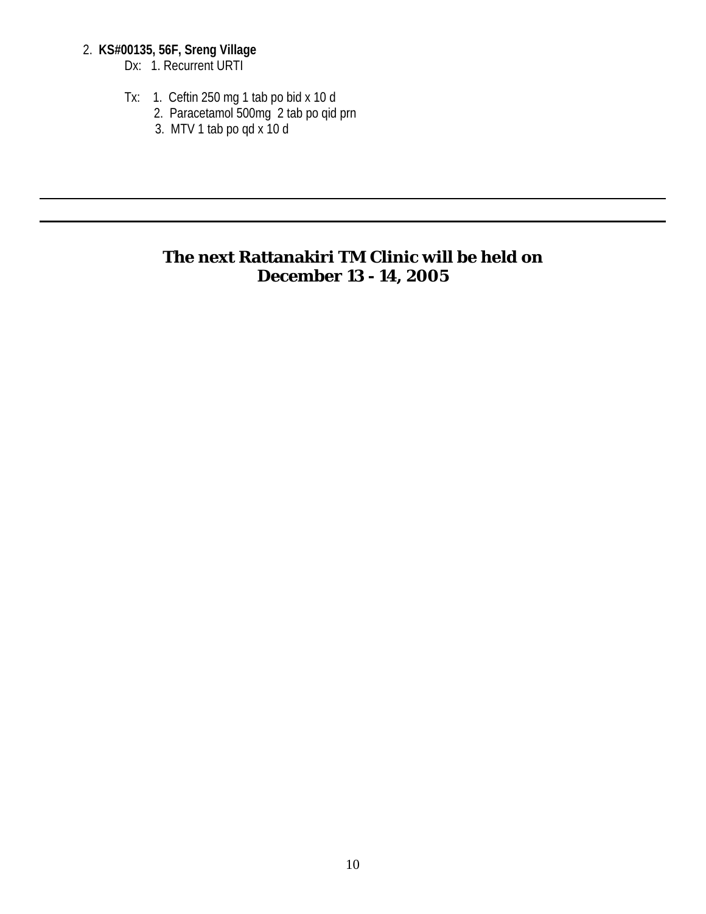2. **KS#00135, 56F, Sreng Village**

Dx: 1. Recurrent URTI

Tx: 1. Ceftin 250 mg 1 tab po bid x 10 d
2. Paracetamol 500mg 2 tab po qid prn
3. MTV 1 tab po qd x 10 d

---

---

**The next Rattanakiri TM Clinic will be held on**
**December 13 - 14, 2005**